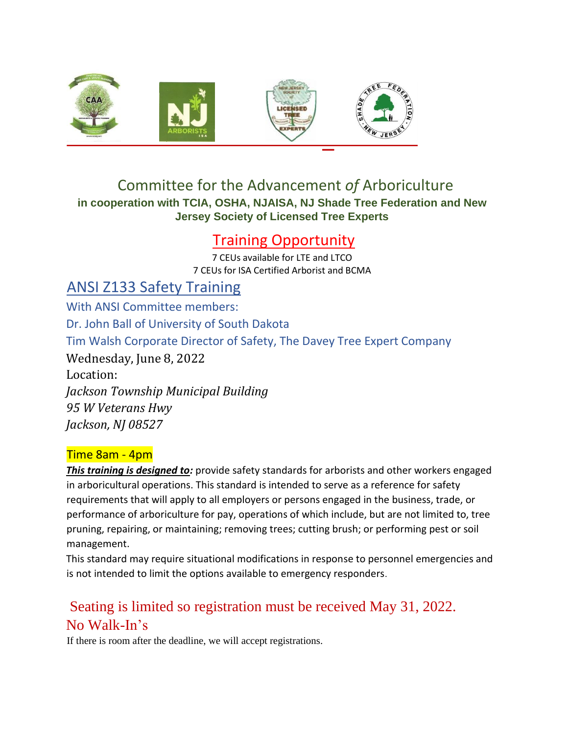# Committee for the Advancement *of* Arboriculture

**in cooperation with TCIA, OSHA, NJAISA, NJ Shade Tree Federation and New Jersey Society of Licensed Tree Experts**

## Training Opportunity

7 CEUs available for LTE and LTCO

7 CEUs for ISA Certified Arborist and BCMA

## ANSI Z133 Safety Training

With ANSI Committee members:

Dr. John Ball of University of South Dakota

Tim Walsh Corporate Director of Safety, The Davey Tree Expert Company

Wednesday, June 8, 2022

Location:

*Jackson Township Municipal Building*

*95 W Veterans Hwy*

*Jackson, NJ 08527*

Time 8am - 4pm

***This training is designed to:*** provide safety standards for arborists and other workers engaged in arboricultural operations. This standard is intended to serve as a reference for safety requirements that will apply to all employers or persons engaged in the business, trade, or performance of arboriculture for pay, operations of which include, but are not limited to, tree pruning, repairing, or maintaining; removing trees; cutting brush; or performing pest or soil management.

This standard may require situational modifications in response to personnel emergencies and is not intended to limit the options available to emergency responders.

Seating is limited so registration must be received May 31, 2022.

No Walk-In's

If there is room after the deadline, we will accept registrations.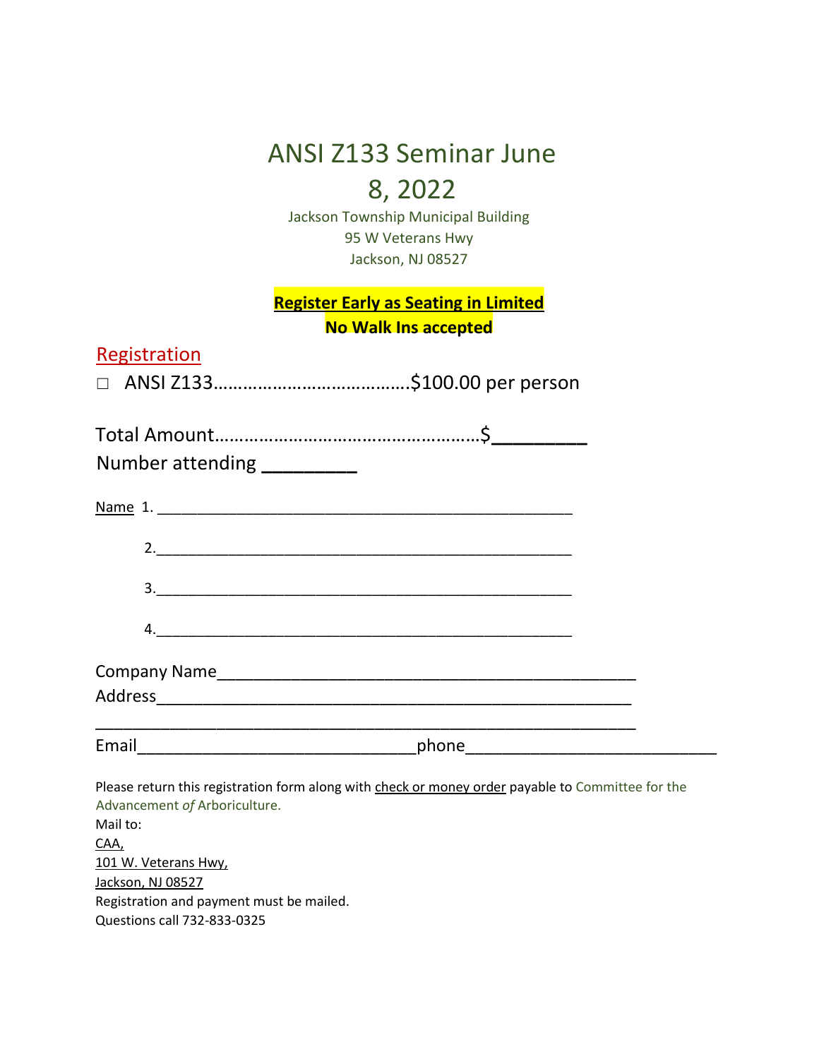# ANSI Z133 Seminar June 8, 2022

Jackson Township Municipal Building
95 W Veterans Hwy
Jackson, NJ 08527

**Register Early as Seating in Limited**
**No Walk Ins accepted**

## Registration

□ ANSI Z133…………………………………$100.00 per person

Total Amount………………………………………………$_________
Number attending _________

Name 1. ______________________________________________

2.______________________________________________

3.______________________________________________

4.______________________________________________

Company Name_____________________________________________
Address_________________________________________________
_______________________________________________________________
Email______________________________phone___________________________

Please return this registration form along with check or money order payable to Committee for the Advancement *of* Arboriculture.
Mail to:
CAA,
101 W. Veterans Hwy,
Jackson, NJ 08527
Registration and payment must be mailed.
Questions call 732-833-0325